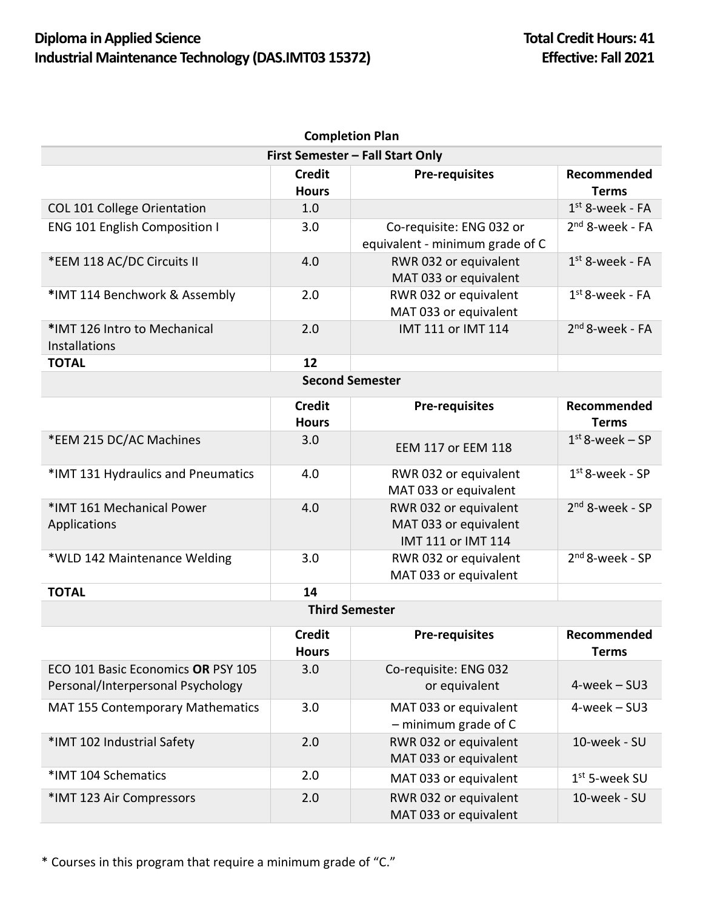# Diploma in Applied Science
# Industrial Maintenance Technology (DAS.IMT03 15372)

**Total Credit Hours: 41**
**Effective: Fall 2021**

**Completion Plan**

| First Semester – Fall Start Only | | | |
|---|---|---|---|
| | **Credit Hours** | **Pre-requisites** | **Recommended Terms** |
| COL 101 College Orientation | 1.0 | | 1st 8-week - FA |
| ENG 101 English Composition I | 3.0 | Co-requisite: ENG 032 or equivalent - minimum grade of C | 2nd 8-week - FA |
| *EEM 118 AC/DC Circuits II | 4.0 | RWR 032 or equivalent MAT 033 or equivalent | 1st 8-week - FA |
| *IMT 114 Benchwork & Assembly | 2.0 | RWR 032 or equivalent MAT 033 or equivalent | 1st 8-week - FA |
| *IMT 126 Intro to Mechanical Installations | 2.0 | IMT 111 or IMT 114 | 2nd 8-week - FA |
| **TOTAL** | **12** | | |

| Second Semester | | | |
|---|---|---|---|
| | **Credit Hours** | **Pre-requisites** | **Recommended Terms** |
| *EEM 215 DC/AC Machines | 3.0 | EEM 117 or EEM 118 | 1st 8-week – SP |
| *IMT 131 Hydraulics and Pneumatics | 4.0 | RWR 032 or equivalent MAT 033 or equivalent | 1st 8-week - SP |
| *IMT 161 Mechanical Power Applications | 4.0 | RWR 032 or equivalent MAT 033 or equivalent IMT 111 or IMT 114 | 2nd 8-week - SP |
| *WLD 142 Maintenance Welding | 3.0 | RWR 032 or equivalent MAT 033 or equivalent | 2nd 8-week - SP |
| **TOTAL** | **14** | | |

| Third Semester | | | |
|---|---|---|---|
| | **Credit Hours** | **Pre-requisites** | **Recommended Terms** |
| ECO 101 Basic Economics **OR** PSY 105 Personal/Interpersonal Psychology | 3.0 | Co-requisite: ENG 032 or equivalent | 4-week – SU3 |
| MAT 155 Contemporary Mathematics | 3.0 | MAT 033 or equivalent – minimum grade of C | 4-week – SU3 |
| *IMT 102 Industrial Safety | 2.0 | RWR 032 or equivalent MAT 033 or equivalent | 10-week - SU |
| *IMT 104 Schematics | 2.0 | MAT 033 or equivalent | 1st 5-week SU |
| *IMT 123 Air Compressors | 2.0 | RWR 032 or equivalent MAT 033 or equivalent | 10-week - SU |

* Courses in this program that require a minimum grade of "C."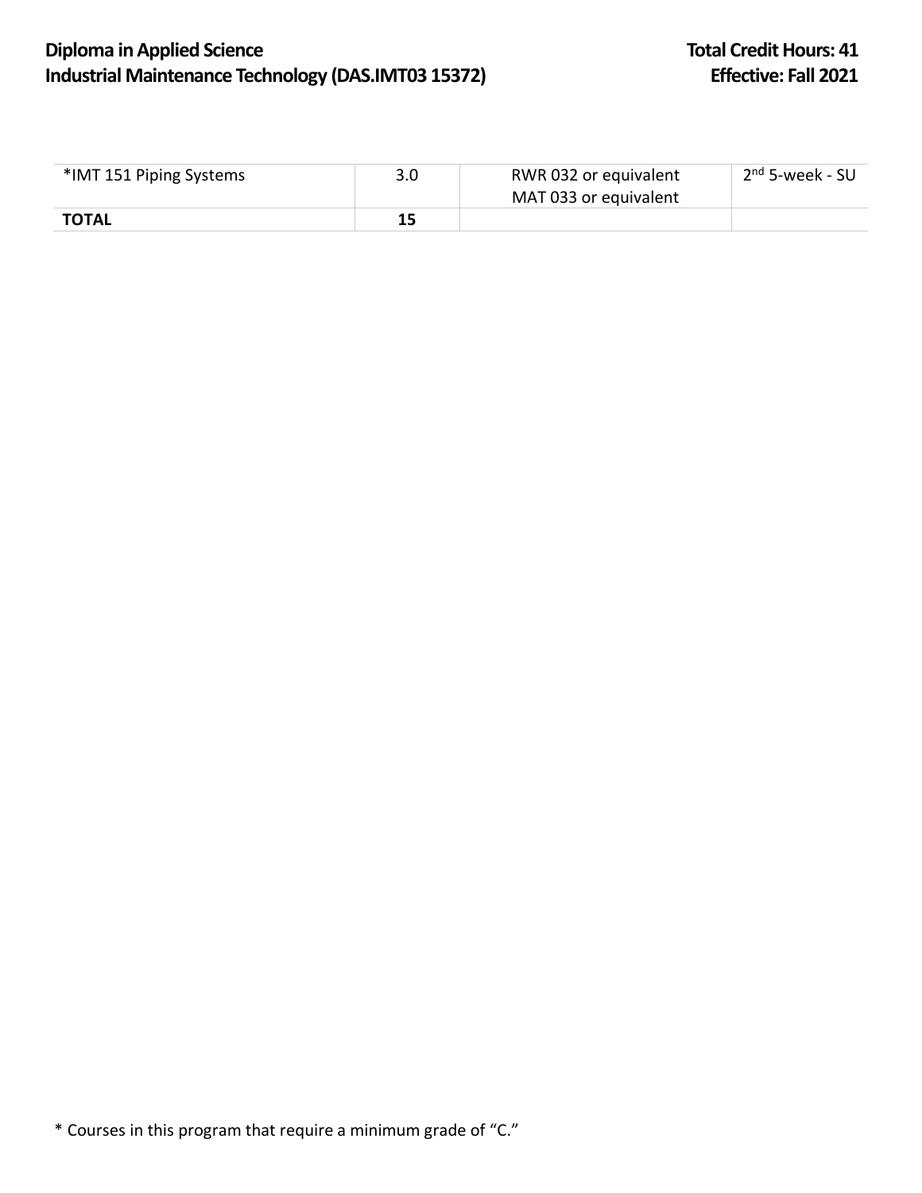| | | | |
|---|---|---|---|
| *IMT 151 Piping Systems | 3.0 | RWR 032 or equivalent<br>MAT 033 or equivalent | 2nd 5-week - SU |
| **TOTAL** | **15** | | |

* Courses in this program that require a minimum grade of "C."